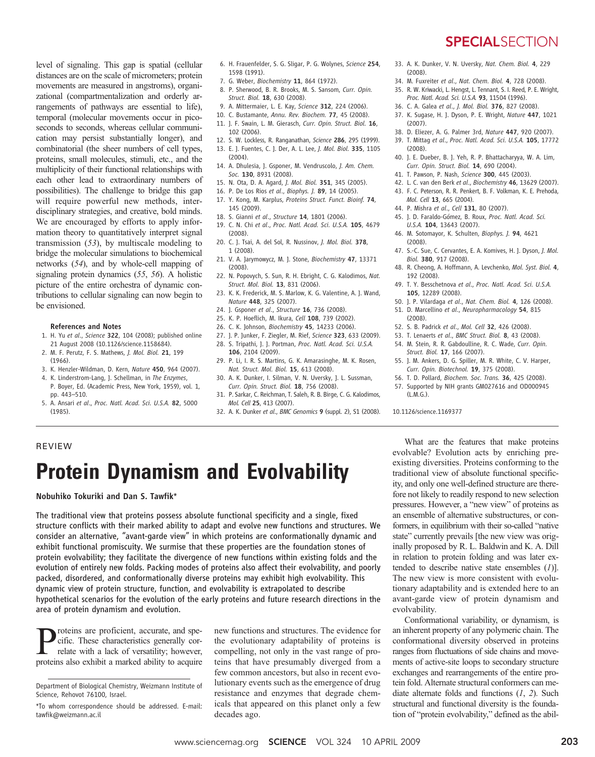level of signaling. This gap is spatial (cellular distances are on the scale of micrometers; protein movements are measured in angstroms), organizational (compartmentalization and orderly arrangements of pathways are essential to life), temporal (molecular movements occur in picoseconds to seconds, whereas cellular communication may persist substantially longer), and combinatorial (the sheer numbers of cell types, proteins, small molecules, stimuli, etc., and the multiplicity of their functional relationships with each other lead to extraordinary numbers of possibilities). The challenge to bridge this gap will require powerful new methods, interdisciplinary strategies, and creative, bold minds. We are encouraged by efforts to apply information theory to quantitatively interpret signal transmission (*53*), by multiscale modeling to bridge the molecular simulations to biochemical networks (*54*), and by whole-cell mapping of signaling protein dynamics (*55*, *56*). A holistic picture of the entire orchestra of dynamic contributions to cellular signaling can now begin to be envisioned.

#### References and Notes

1. H. Yu *et al.*, *Science* **322**, 104 (2008); published online 21 August 2008 (10.1126/science.1158684).
2. M. F. Perutz, F. S. Mathews, *J. Mol. Biol.* **21**, 199 (1966).
3. K. Henzler-Wildman, D. Kern, *Nature* **450**, 964 (2007).
4. K. Linderstrom-Lang, J. Schellman, in *The Enzymes*, P. Boyer, Ed. (Academic Press, New York, 1959), vol. 1, pp. 443–510.
5. A. Ansari *et al.*, *Proc. Natl. Acad. Sci. U.S.A.* **82**, 5000 (1985).
6. H. Frauenfelder, S. G. Sligar, P. G. Wolynes, *Science* **254**, 1598 (1991).
7. G. Weber, *Biochemistry* **11**, 864 (1972).
8. P. Sherwood, B. R. Brooks, M. S. Sansom, *Curr. Opin. Struct. Biol.* **18**, 630 (2008).
9. A. Mittermaier, L. E. Kay, *Science* **312**, 224 (2006).
10. C. Bustamante, *Annu. Rev. Biochem.* **77**, 45 (2008).
11. J. F. Swain, L. M. Gierasch, *Curr. Opin. Struct. Biol.* **16**, 102 (2006).
12. S. W. Lockless, R. Ranganathan, *Science* **286**, 295 (1999).
13. E. J. Fuentes, C. J. Der, A. L. Lee, *J. Mol. Biol.* **335**, 1105 (2004).
14. A. Dhulesia, J. Gsponer, M. Vendruscolo, *J. Am. Chem. Soc.* **130**, 8931 (2008).
15. N. Ota, D. A. Agard, *J. Mol. Biol.* **351**, 345 (2005).
16. P. De Los Rios *et al.*, *Biophys. J.* **89**, 14 (2005).
17. Y. Kong, M. Karplus, *Proteins Struct. Funct. Bioinf.* **74**, 145 (2009).
18. S. Gianni *et al.*, *Structure* **14**, 1801 (2006).
19. C. N. Chi *et al.*, *Proc. Natl. Acad. Sci. U.S.A.* **105**, 4679 (2008).
20. C. J. Tsai, A. del Sol, R. Nussinov, *J. Mol. Biol.* **378**, 1 (2008).
21. V. A. Jarymowycz, M. J. Stone, *Biochemistry* **47**, 13371 (2008).
22. N. Popovych, S. Sun, R. H. Ebright, C. G. Kalodimos, *Nat. Struct. Mol. Biol.* **13**, 831 (2006).
23. K. K. Frederick, M. S. Marlow, K. G. Valentine, A. J. Wand, *Nature* **448**, 325 (2007).
24. J. Gsponer *et al.*, *Structure* **16**, 736 (2008).
25. K. P. Hoeflich, M. Ikura, *Cell* **108**, 739 (2002).
26. C. K. Johnson, *Biochemistry* **45**, 14233 (2006).
27. J. P. Junker, F. Ziegler, M. Rief, *Science* **323**, 633 (2009).
28. S. Tripathi, J. J. Portman, *Proc. Natl. Acad. Sci. U.S.A.* **106**, 2104 (2009).
29. P. Li, I. R. S. Martins, G. K. Amarasinghe, M. K. Rosen, *Nat. Struct. Mol. Biol.* **15**, 613 (2008).
30. A. K. Dunker, I. Silman, V. N. Uversky, J. L. Sussman, *Curr. Opin. Struct. Biol.* **18**, 756 (2008).
31. P. Sarkar, C. Reichman, T. Saleh, R. B. Birge, C. G. Kalodimos, *Mol. Cell* **25**, 413 (2007).
32. A. K. Dunker *et al.*, *BMC Genomics* **9** (suppl. 2), S1 (2008).
33. A. K. Dunker, V. N. Uversky, *Nat. Chem. Biol.* **4**, 229 (2008).
34. M. Fuxreiter *et al.*, *Nat. Chem. Biol.* **4**, 728 (2008).
35. R. W. Kriwacki, L. Hengst, L. Tennant, S. I. Reed, P. E. Wright, *Proc. Natl. Acad. Sci. U.S.A.* **93**, 11504 (1996).
36. C. A. Galea *et al.*, *J. Mol. Biol.* **376**, 827 (2008).
37. K. Sugase, H. J. Dyson, P. E. Wright, *Nature* **447**, 1021 (2007).
38. D. Eliezer, A. G. Palmer 3rd, *Nature* **447**, 920 (2007).
39. T. Mittag *et al.*, *Proc. Natl. Acad. Sci. U.S.A.* **105**, 17772 (2008).
40. J. E. Dueber, B. J. Yeh, R. P. Bhattacharyya, W. A. Lim, *Curr. Opin. Struct. Biol.* **14**, 690 (2004).
41. T. Pawson, P. Nash, *Science* **300**, 445 (2003).
42. L. C. van den Berk *et al.*, *Biochemistry* **46**, 13629 (2007).
43. F. C. Peterson, R. R. Penkert, B. F. Volkman, K. E. Prehoda, *Mol. Cell* **13**, 665 (2004).
44. P. Mishra *et al.*, *Cell* **131**, 80 (2007).
45. J. D. Faraldo-Gómez, B. Roux, *Proc. Natl. Acad. Sci. U.S.A.* **104**, 13643 (2007).
46. M. Sotomayor, K. Schulten, *Biophys. J.* **94**, 4621 (2008).
47. S.-C. Sue, C. Cervantes, E. A. Komives, H. J. Dyson, *J. Mol. Biol.* **380**, 917 (2008).
48. R. Cheong, A. Hoffmann, A. Levchenko, *Mol. Syst. Biol.* **4**, 192 (2008).
49. T. Y. Besschetnova *et al.*, *Proc. Natl. Acad. Sci. U.S.A.* **105**, 12289 (2008).
50. J. P. Vilardaga *et al.*, *Nat. Chem. Biol.* **4**, 126 (2008).
51. D. Marcellino *et al.*, *Neuropharmacology* **54**, 815 (2008).
52. S. B. Padrick *et al.*, *Mol. Cell* **32**, 426 (2008).
53. T. Lenaerts *et al.*, *BMC Struct. Biol.* **8**, 43 (2008).
54. M. Stein, R. R. Gabdoulline, R. C. Wade, *Curr. Opin. Struct. Biol.* **17**, 166 (2007).
55. J. M. Ankers, D. G. Spiller, M. R. White, C. V. Harper, *Curr. Opin. Biotechnol.* **19**, 375 (2008).
56. T. D. Pollard, *Biochem. Soc. Trans.* **36**, 425 (2008).
57. Supported by NIH grants GM027616 and OD000945 (L.M.G.).

10.1126/science.1169377

REVIEW

# Protein Dynamism and Evolvability

**Nobuhiko Tokuriki and Dan S. Tawfik***

Department of Biological Chemistry, Weizmann Institute of Science, Rehovot 76100, Israel.

*To whom correspondence should be addressed. E-mail: tawfik@weizmann.ac.il

**The traditional view that proteins possess absolute functional specificity and a single, fixed structure conflicts with their marked ability to adapt and evolve new functions and structures. We consider an alternative, "avant-garde view" in which proteins are conformationally dynamic and exhibit functional promiscuity. We surmise that these properties are the foundation stones of protein evolvability; they facilitate the divergence of new functions within existing folds and the evolution of entirely new folds. Packing modes of proteins also affect their evolvability, and poorly packed, disordered, and conformationally diverse proteins may exhibit high evolvability. This dynamic view of protein structure, function, and evolvability is extrapolated to describe hypothetical scenarios for the evolution of the early proteins and future research directions in the area of protein dynamism and evolution.**

Proteins are proficient, accurate, and specific. These characteristics generally correlate with a lack of versatility; however, proteins also exhibit a marked ability to acquire new functions and structures. The evidence for the evolutionary adaptability of proteins is compelling, not only in the vast range of proteins that have presumably diverged from a few common ancestors, but also in recent evolutionary events such as the emergence of drug resistance and enzymes that degrade chemicals that appeared on this planet only a few decades ago.

What are the features that make proteins evolvable? Evolution acts by enriching preexisting diversities. Proteins conforming to the traditional view of absolute functional specificity, and only one well-defined structure are therefore not likely to readily respond to new selection pressures. However, a "new view" of proteins as an ensemble of alternative substructures, or conformers, in equilibrium with their so-called "native state" currently prevails [the new view was originally proposed by R. L. Baldwin and K. A. Dill in relation to protein folding and was later extended to describe native state ensembles (*1*)]. The new view is more consistent with evolutionary adaptability and is extended here to an avant-garde view of protein dynamism and evolvability.

Conformational variability, or dynamism, is an inherent property of any polymeric chain. The conformational diversity observed in proteins ranges from fluctuations of side chains and movements of active-site loops to secondary structure exchanges and rearrangements of the entire protein fold. Alternate structural conformers can mediate alternate folds and functions (*1*, *2*). Such structural and functional diversity is the foundation of "protein evolvability," defined as the abil-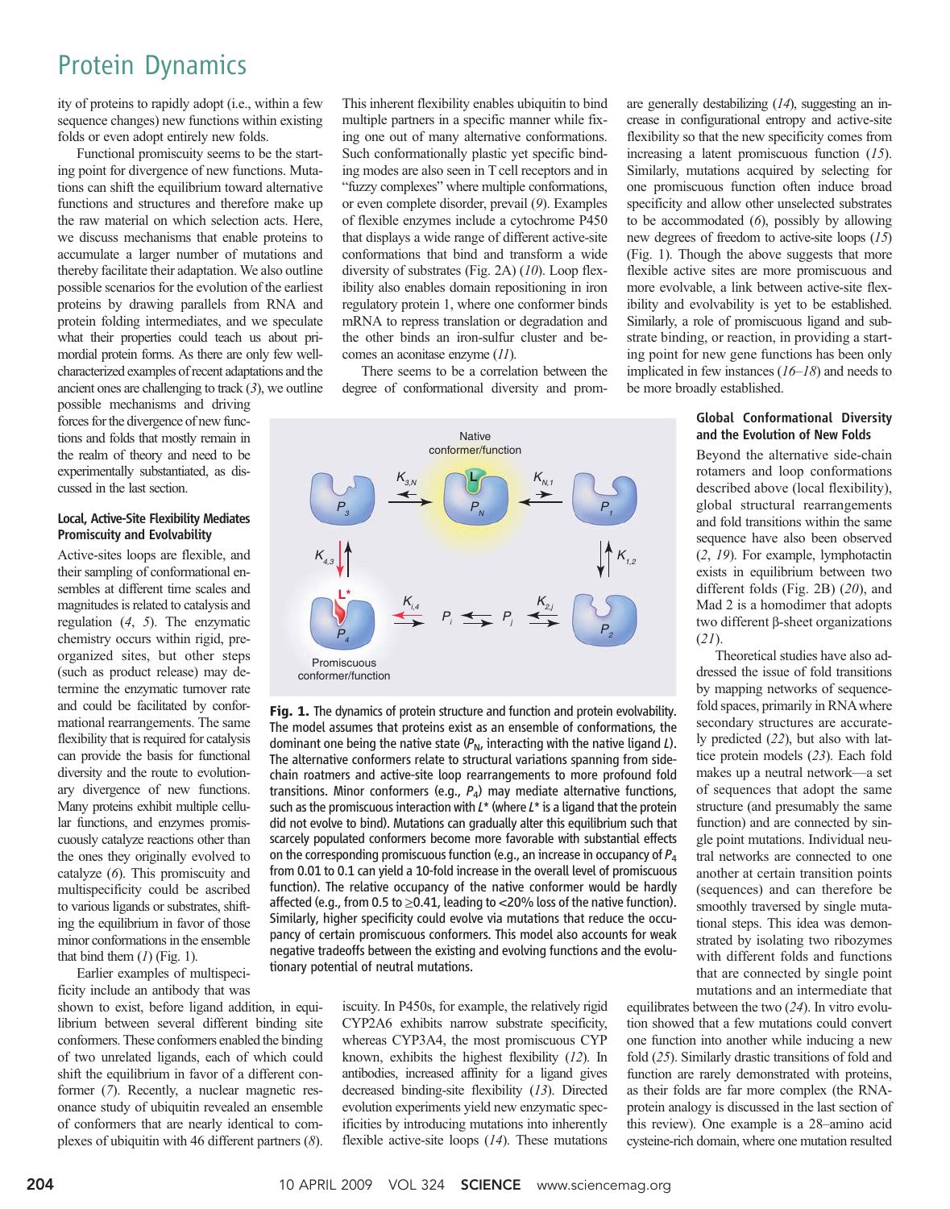ity of proteins to rapidly adopt (i.e., within a few sequence changes) new functions within existing folds or even adopt entirely new folds.

Functional promiscuity seems to be the starting point for divergence of new functions. Mutations can shift the equilibrium toward alternative functions and structures and therefore make up the raw material on which selection acts. Here, we discuss mechanisms that enable proteins to accumulate a larger number of mutations and thereby facilitate their adaptation. We also outline possible scenarios for the evolution of the earliest proteins by drawing parallels from RNA and protein folding intermediates, and we speculate what their properties could teach us about primordial protein forms. As there are only few well-characterized examples of recent adaptations and the ancient ones are challenging to track (*3*), we outline possible mechanisms and driving forces for the divergence of new functions and folds that mostly remain in the realm of theory and need to be experimentally substantiated, as discussed in the last section.

#### Local, Active-Site Flexibility Mediates Promiscuity and Evolvability

Active-sites loops are flexible, and their sampling of conformational ensembles at different time scales and magnitudes is related to catalysis and regulation (*4*, *5*). The enzymatic chemistry occurs within rigid, preorganized sites, but other steps (such as product release) may determine the enzymatic turnover rate and could be facilitated by conformational rearrangements. The same flexibility that is required for catalysis can provide the basis for functional diversity and the route to evolutionary divergence of new functions. Many proteins exhibit multiple cellular functions, and enzymes promiscuously catalyze reactions other than the ones they originally evolved to catalyze (*6*). This promiscuity and multispecificity could be ascribed to various ligands or substrates, shifting the equilibrium in favor of those minor conformations in the ensemble that bind them (*1*) (Fig. 1).

Earlier examples of multispecificity include an antibody that was shown to exist, before ligand addition, in equilibrium between several different binding site conformers. These conformers enabled the binding of two unrelated ligands, each of which could shift the equilibrium in favor of a different conformer (*7*). Recently, a nuclear magnetic resonance study of ubiquitin revealed an ensemble of conformers that are nearly identical to complexes of ubiquitin with 46 different partners (*8*). This inherent flexibility enables ubiquitin to bind multiple partners in a specific manner while fixing one out of many alternative conformations. Such conformationally plastic yet specific binding modes are also seen in T cell receptors and in "fuzzy complexes" where multiple conformations, or even complete disorder, prevail (*9*). Examples of flexible enzymes include a cytochrome P450 that displays a wide range of different active-site conformations that bind and transform a wide diversity of substrates (Fig. 2A) (*10*). Loop flexibility also enables domain repositioning in iron regulatory protein 1, where one conformer binds mRNA to repress translation or degradation and the other binds an iron-sulfur cluster and becomes an aconitase enzyme (*11*).

There seems to be a correlation between the degree of conformational diversity and promiscuity. In P450s, for example, the relatively rigid CYP2A6 exhibits narrow substrate specificity, whereas CYP3A4, the most promiscuous CYP known, exhibits the highest flexibility (*12*). In antibodies, increased affinity for a ligand gives decreased binding-site flexibility (*13*). Directed evolution experiments yield new enzymatic specificities by introducing mutations into inherently flexible active-site loops (*14*). These mutations are generally destabilizing (*14*), suggesting an increase in configurational entropy and active-site flexibility so that the new specificity comes from increasing a latent promiscuous function (*15*). Similarly, mutations acquired by selecting for one promiscuous function often induce broad specificity and allow other unselected substrates to be accommodated (*6*), possibly by allowing new degrees of freedom to active-site loops (*15*) (Fig. 1). Though the above suggests that more flexible active sites are more promiscuous and more evolvable, a link between active-site flexibility and evolvability is yet to be established. Similarly, a role of promiscuous ligand and substrate binding, or reaction, in providing a starting point for new gene functions has been only implicated in few instances (*16*–*18*) and needs to be more broadly established.

**Fig. 1.** The dynamics of protein structure and function and protein evolvability. The model assumes that proteins exist as an ensemble of conformations, the dominant one being the native state ($P_N$, interacting with the native ligand *L*). The alternative conformers relate to structural variations spanning from side-chain roatmers and active-site loop rearrangements to more profound fold transitions. Minor conformers (e.g., $P_4$) may mediate alternative functions, such as the promiscuous interaction with $L^*$ (where $L^*$ is a ligand that the protein did not evolve to bind). Mutations can gradually alter this equilibrium such that scarcely populated conformers become more favorable with substantial effects on the corresponding promiscuous function (e.g., an increase in occupancy of $P_4$ from 0.01 to 0.1 can yield a 10-fold increase in the overall level of promiscuous function). The relative occupancy of the native conformer would be hardly affected (e.g., from 0.5 to ≥0.41, leading to <20% loss of the native function). Similarly, higher specificity could evolve via mutations that reduce the occupancy of certain promiscuous conformers. This model also accounts for weak negative tradeoffs between the existing and evolving functions and the evolutionary potential of neutral mutations.

#### Global Conformational Diversity and the Evolution of New Folds

Beyond the alternative side-chain rotamers and loop conformations described above (local flexibility), global structural rearrangements and fold transitions within the same sequence have also been observed (*2*, *19*). For example, lymphotactin exists in equilibrium between two different folds (Fig. 2B) (*20*), and Mad 2 is a homodimer that adopts two different β-sheet organizations (*21*).

Theoretical studies have also addressed the issue of fold transitions by mapping networks of sequence-fold spaces, primarily in RNA where secondary structures are accurately predicted (*22*), but also with lattice protein models (*23*). Each fold makes up a neutral network—a set of sequences that adopt the same structure (and presumably the same function) and are connected by single point mutations. Individual neutral networks are connected to one another at certain transition points (sequences) and can therefore be smoothly traversed by single mutational steps. This idea was demonstrated by isolating two ribozymes with different folds and functions that are connected by single point mutations and an intermediate that equilibrates between the two (*24*). In vitro evolution showed that a few mutations could convert one function into another while inducing a new fold (*25*). Similarly drastic transitions of fold and function are rarely demonstrated with proteins, as their folds are far more complex (the RNA-protein analogy is discussed in the last section of this review). One example is a 28–amino acid cysteine-rich domain, where one mutation resulted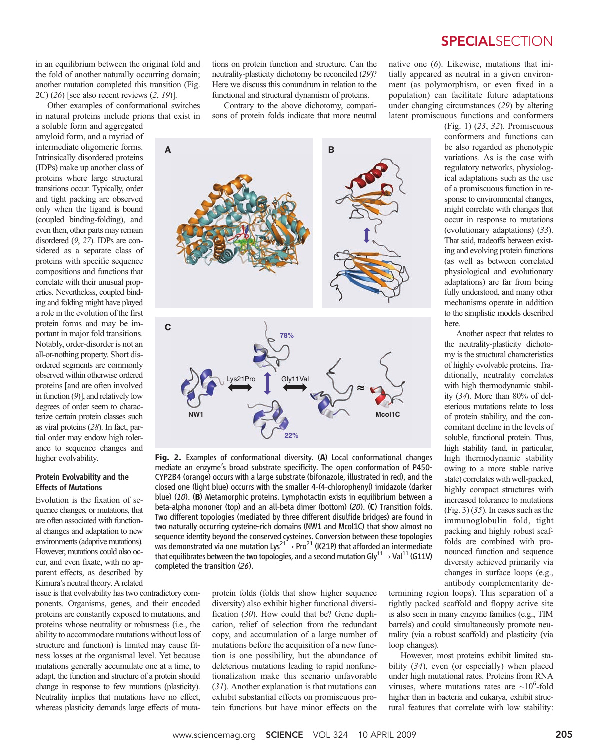in an equilibrium between the original fold and the fold of another naturally occurring domain; another mutation completed this transition (Fig. 2C) (*26*) [see also recent reviews (*2*, *19*)].

Other examples of conformational switches in natural proteins include prions that exist in a soluble form and aggregated amyloid form, and a myriad of intermediate oligomeric forms. Intrinsically disordered proteins (IDPs) make up another class of proteins where large structural transitions occur. Typically, order and tight packing are observed only when the ligand is bound (coupled binding-folding), and even then, other parts may remain disordered (*9*, *27*). IDPs are considered as a separate class of proteins with specific sequence compositions and functions that correlate with their unusual properties. Nevertheless, coupled binding and folding might have played a role in the evolution of the first protein forms and may be important in major fold transitions. Notably, order-disorder is not an all-or-nothing property. Short disordered segments are commonly observed within otherwise ordered proteins [and are often involved in function (*9*)], and relatively low degrees of order seem to characterize certain protein classes such as viral proteins (*28*). In fact, partial order may endow high tolerance to sequence changes and higher evolvability.

### Protein Evolvability and the Effects of Mutations

Evolution is the fixation of sequence changes, or mutations, that are often associated with functional changes and adaptation to new environments (adaptive mutations). However, mutations could also occur, and even fixate, with no apparent effects, as described by Kimura's neutral theory. A related issue is that evolvability has two contradictory components. Organisms, genes, and their encoded proteins are constantly exposed to mutations, and proteins whose neutrality or robustness (i.e., the ability to accommodate mutations without loss of structure and function) is limited may cause fitness losses at the organismal level. Yet because mutations generally accumulate one at a time, to adapt, the function and structure of a protein should change in response to few mutations (plasticity). Neutrality implies that mutations have no effect, whereas plasticity demands large effects of mutations on protein function and structure. Can the neutrality-plasticity dichotomy be reconciled (*29*)? Here we discuss this conundrum in relation to the functional and structural dynamism of proteins.

Contrary to the above dichotomy, comparisons of protein folds indicate that more neutral protein folds (folds that show higher sequence diversity) also exhibit higher functional diversification (*30*). How could that be? Gene duplication, relief of selection from the redundant copy, and accumulation of a large number of mutations before the acquisition of a new function is one possibility, but the abundance of deleterious mutations leading to rapid nonfunctionalization make this scenario unfavorable (*31*). Another explanation is that mutations can exhibit substantial effects on promiscuous protein functions but have minor effects on the native one (*6*). Likewise, mutations that initially appeared as neutral in a given environment (as polymorphism, or even fixed in a population) can facilitate future adaptations under changing circumstances (*29*) by altering latent promiscuous functions and conformers (Fig. 1) (*23*, *32*). Promiscuous conformers and functions can be also regarded as phenotypic variations. As is the case with regulatory networks, physiological adaptations such as the use of a promiscuous function in response to environmental changes, might correlate with changes that occur in response to mutations (evolutionary adaptations) (*33*). That said, tradeoffs between existing and evolving protein functions (as well as between correlated physiological and evolutionary adaptations) are far from being fully understood, and many other mechanisms operate in addition to the simplistic models described here.

Another aspect that relates to the neutrality-plasticity dichotomy is the structural characteristics of highly evolvable proteins. Traditionally, neutrality correlates with high thermodynamic stability (*34*). More than 80% of deleterious mutations relate to loss of protein stability, and the concomitant decline in the levels of soluble, functional protein. Thus, high stability (and, in particular, high thermodynamic stability owing to a more stable native state) correlates with well-packed, highly compact structures with increased tolerance to mutations (Fig. 3) (*35*). In cases such as the immunoglobulin fold, tight packing and highly robust scaffolds are combined with pronounced function and sequence diversity achieved primarily via changes in surface loops (e.g., antibody complementarity determining region loops). This separation of a tightly packed scaffold and floppy active site is also seen in many enzyme families (e.g., TIM barrels) and could simultaneously promote neutrality (via a robust scaffold) and plasticity (via loop changes).

However, most proteins exhibit limited stability (*34*), even (or especially) when placed under high mutational rates. Proteins from RNA viruses, where mutations rates are ~$10^6$-fold higher than in bacteria and eukarya, exhibit structural features that correlate with low stability:

**Fig. 2.** Examples of conformational diversity. (**A**) Local conformational changes mediate an enzyme's broad substrate specificity. The open conformation of P450-CYP2B4 (orange) occurs with a large substrate (bifonazole, illustrated in red), and the closed one (light blue) occurrs with the smaller 4-(4-chlorophenyl) imidazole (darker blue) (*10*). (**B**) Metamorphic proteins. Lymphotactin exists in equilibrium between a beta-alpha mononer (top) and an all-beta dimer (bottom) (*20*). (**C**) Transition folds. Two different topologies (mediated by three different disulfide bridges) are found in two naturally occurring cysteine-rich domains (NW1 and Mcol1C) that show almost no sequence identity beyond the conserved cysteines. Conversion between these topologies was demonstrated via one mutation $Lys^{21} \rightarrow Pro^{21}$ (K21P) that afforded an intermediate that equilibrates between the two topologies, and a second mutation $Gly^{11} \rightarrow Val^{11}$ (G11V) completed the transition (*26*).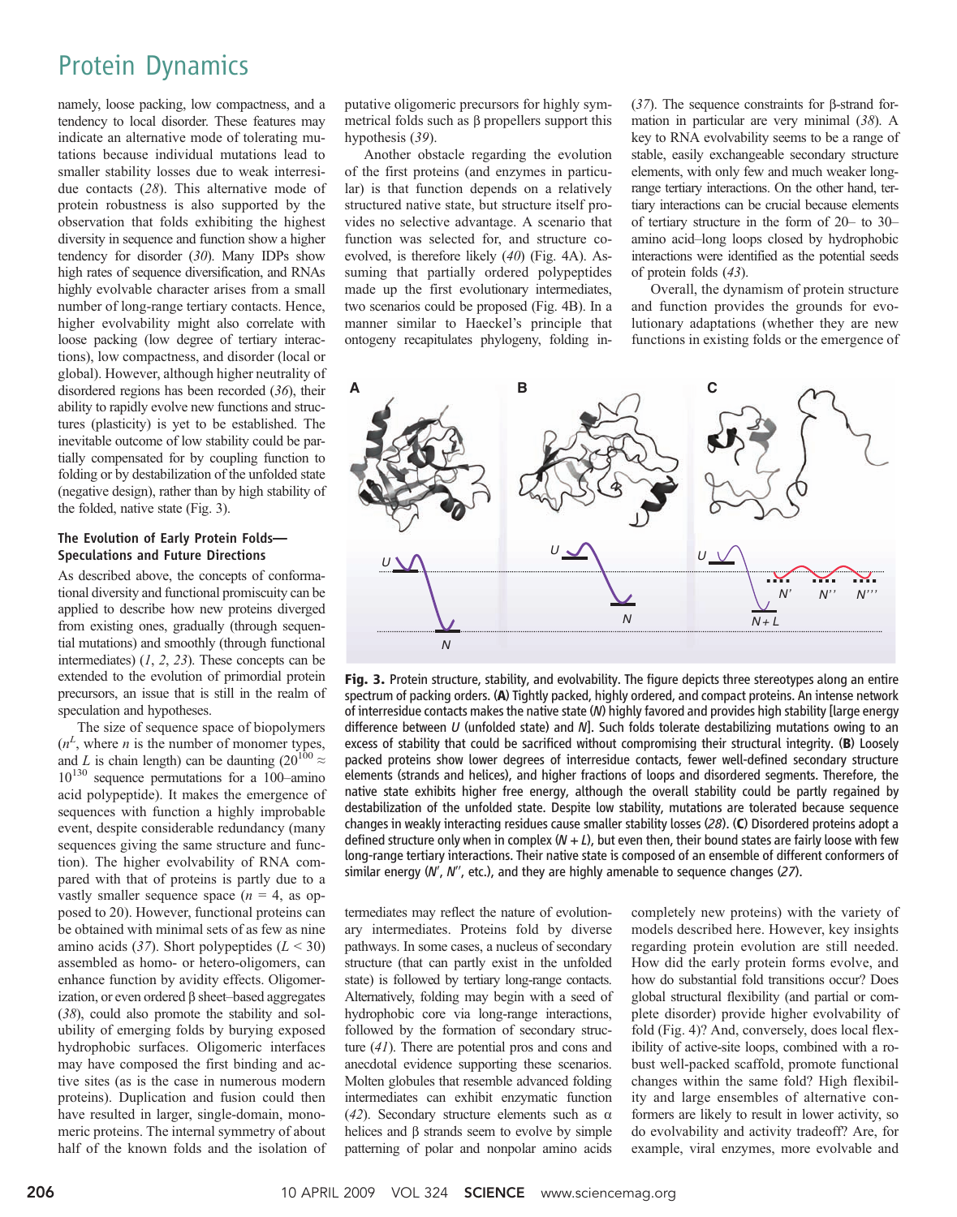namely, loose packing, low compactness, and a tendency to local disorder. These features may indicate an alternative mode of tolerating mutations because individual mutations lead to smaller stability losses due to weak interresidue contacts (*28*). This alternative mode of protein robustness is also supported by the observation that folds exhibiting the highest diversity in sequence and function show a higher tendency for disorder (*30*). Many IDPs show high rates of sequence diversification, and RNAs highly evolvable character arises from a small number of long-range tertiary contacts. Hence, higher evolvability might also correlate with loose packing (low degree of tertiary interactions), low compactness, and disorder (local or global). However, although higher neutrality of disordered regions has been recorded (*36*), their ability to rapidly evolve new functions and structures (plasticity) is yet to be established. The inevitable outcome of low stability could be partially compensated for by coupling function to folding or by destabilization of the unfolded state (negative design), rather than by high stability of the folded, native state (Fig. 3).

### The Evolution of Early Protein Folds—Speculations and Future Directions

As described above, the concepts of conformational diversity and functional promiscuity can be applied to describe how new proteins diverged from existing ones, gradually (through sequential mutations) and smoothly (through functional intermediates) (*1*, *2*, *23*). These concepts can be extended to the evolution of primordial protein precursors, an issue that is still in the realm of speculation and hypotheses.

The size of sequence space of biopolymers ($n^L$, where $n$ is the number of monomer types, and $L$ is chain length) can be daunting ($20^{100} \approx 10^{130}$ sequence permutations for a 100–amino acid polypeptide). It makes the emergence of sequences with function a highly improbable event, despite considerable redundancy (many sequences giving the same structure and function). The higher evolvability of RNA compared with that of proteins is partly due to a vastly smaller sequence space ($n = 4$, as opposed to 20). However, functional proteins can be obtained with minimal sets of as few as nine amino acids (*37*). Short polypeptides ($L < 30$) assembled as homo- or hetero-oligomers, can enhance function by avidity effects. Oligomerization, or even ordered β sheet–based aggregates (*38*), could also promote the stability and solubility of emerging folds by burying exposed hydrophobic surfaces. Oligomeric interfaces may have composed the first binding and active sites (as is the case in numerous modern proteins). Duplication and fusion could then have resulted in larger, single-domain, monomeric proteins. The internal symmetry of about half of the known folds and the isolation of putative oligomeric precursors for highly symmetrical folds such as β propellers support this hypothesis (*39*).

Another obstacle regarding the evolution of the first proteins (and enzymes in particular) is that function depends on a relatively structured native state, but structure itself provides no selective advantage. A scenario that function was selected for, and structure coevolved, is therefore likely (*40*) (Fig. 4A). Assuming that partially ordered polypeptides made up the first evolutionary intermediates, two scenarios could be proposed (Fig. 4B). In a manner similar to Haeckel's principle that ontogeny recapitulates phylogeny, folding intermediates may reflect the nature of evolutionary intermediates. Proteins fold by diverse pathways. In some cases, a nucleus of secondary structure (that can partly exist in the unfolded state) is followed by tertiary long-range contacts. Alternatively, folding may begin with a seed of hydrophobic core via long-range interactions, followed by the formation of secondary structure (*41*). There are potential pros and cons and anecdotal evidence supporting these scenarios. Molten globules that resemble advanced folding intermediates can exhibit enzymatic function (*42*). Secondary structure elements such as α helices and β strands seem to evolve by simple patterning of polar and nonpolar amino acids (*37*). The sequence constraints for β-strand formation in particular are very minimal (*38*). A key to RNA evolvability seems to be a range of stable, easily exchangeable secondary structure elements, with only few and much weaker long-range tertiary interactions. On the other hand, tertiary interactions can be crucial because elements of tertiary structure in the form of 20– to 30–amino acid–long loops closed by hydrophobic interactions were identified as the potential seeds of protein folds (*43*).

Overall, the dynamism of protein structure and function provides the grounds for evolutionary adaptations (whether they are new functions in existing folds or the emergence of completely new proteins) with the variety of models described here. However, key insights regarding protein evolution are still needed. How did the early protein forms evolve, and how do substantial fold transitions occur? Does global structural flexibility (and partial or complete disorder) provide higher evolvability of fold (Fig. 4)? And, conversely, does local flexibility of active-site loops, combined with a robust well-packed scaffold, promote functional changes within the same fold? High flexibility and large ensembles of alternative conformers are likely to result in lower activity, so do evolvability and activity tradeoff? Are, for example, viral enzymes, more evolvable and

**Fig. 3.** Protein structure, stability, and evolvability. The figure depicts three stereotypes along an entire spectrum of packing orders. (**A**) Tightly packed, highly ordered, and compact proteins. An intense network of interresidue contacts makes the native state (*N*) highly favored and provides high stability [large energy difference between *U* (unfolded state) and *N*]. Such folds tolerate destabilizing mutations owing to an excess of stability that could be sacrificed without compromising their structural integrity. (**B**) Loosely packed proteins show lower degrees of interresidue contacts, fewer well-defined secondary structure elements (strands and helices), and higher fractions of loops and disordered segments. Therefore, the native state exhibits higher free energy, although the overall stability could be partly regained by destabilization of the unfolded state. Despite low stability, mutations are tolerated because sequence changes in weakly interacting residues cause smaller stability losses (*28*). (**C**) Disordered proteins adopt a defined structure only when in complex (*N* + *L*), but even then, their bound states are fairly loose with few long-range tertiary interactions. Their native state is composed of an ensemble of different conformers of similar energy (*N*′, *N*′′, etc.), and they are highly amenable to sequence changes (*27*).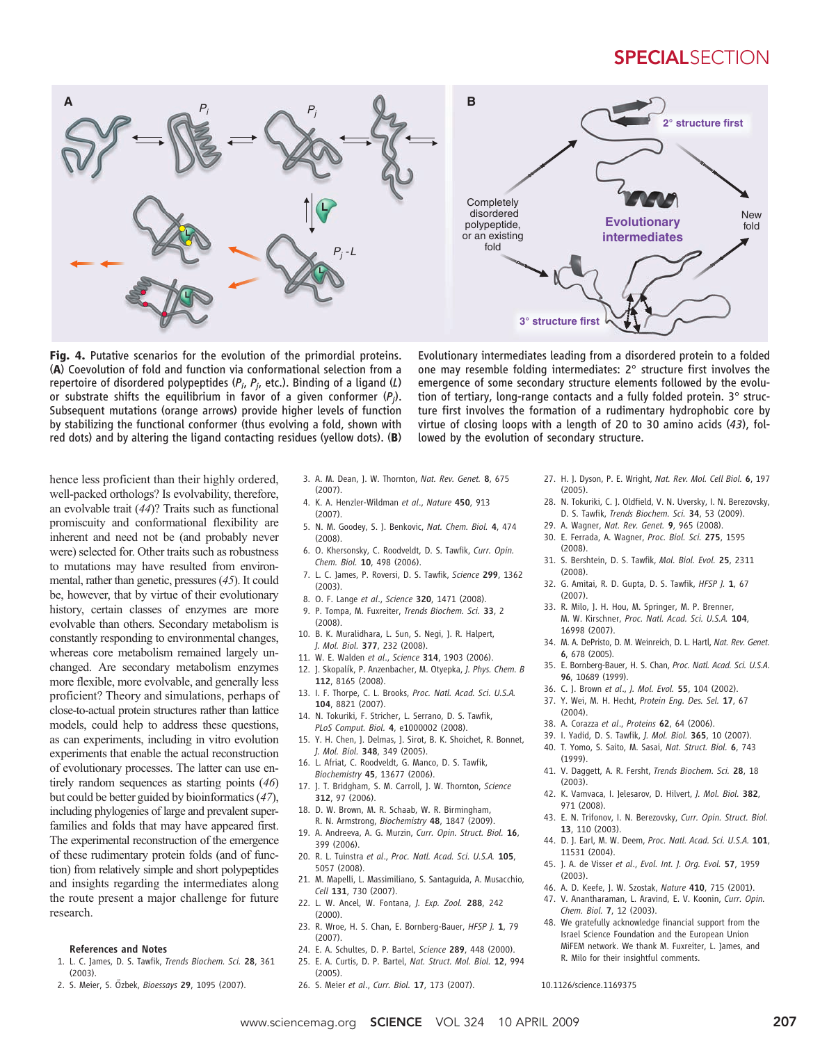A

$P_i$

$P_j$

L

$P_j$-L

B

2° structure first

Completely disordered polypeptide, or an existing fold

Evolutionary intermediates

New fold

3° structure first

**Fig. 4.** Putative scenarios for the evolution of the primordial proteins. (**A**) Coevolution of fold and function via conformational selection from a repertoire of disordered polypeptides ($P_i$, $P_j$, etc.). Binding of a ligand ($L$) or substrate shifts the equilibrium in favor of a given conformer ($P_j$). Subsequent mutations (orange arrows) provide higher levels of function by stabilizing the functional conformer (thus evolving a fold, shown with red dots) and by altering the ligand contacting residues (yellow dots). (**B**) Evolutionary intermediates leading from a disordered protein to a folded one may resemble folding intermediates: 2° structure first involves the emergence of some secondary structure elements followed by the evolution of tertiary, long-range contacts and a fully folded protein. 3° structure first involves the formation of a rudimentary hydrophobic core by virtue of closing loops with a length of 20 to 30 amino acids (*43*), followed by the evolution of secondary structure.

hence less proficient than their highly ordered, well-packed orthologs? Is evolvability, therefore, an evolvable trait (*44*)? Traits such as functional promiscuity and conformational flexibility are inherent and need not be (and probably never were) selected for. Other traits such as robustness to mutations may have resulted from environmental, rather than genetic, pressures (*45*). It could be, however, that by virtue of their evolutionary history, certain classes of enzymes are more evolvable than others. Secondary metabolism is constantly responding to environmental changes, whereas core metabolism remained largely unchanged. Are secondary metabolism enzymes more flexible, more evolvable, and generally less proficient? Theory and simulations, perhaps of close-to-actual protein structures rather than lattice models, could help to address these questions, as can experiments, including in vitro evolution experiments that enable the actual reconstruction of evolutionary processes. The latter can use entirely random sequences as starting points (*46*) but could be better guided by bioinformatics (*47*), including phylogenies of large and prevalent superfamilies and folds that may have appeared first. The experimental reconstruction of the emergence of these rudimentary protein folds (and of function) from relatively simple and short polypeptides and insights regarding the intermediates along the route present a major challenge for future research.

### References and Notes

1. L. C. James, D. S. Tawfik, *Trends Biochem. Sci.* **28**, 361 (2003).
2. S. Meier, S. Özbek, *Bioessays* **29**, 1095 (2007).
3. A. M. Dean, J. W. Thornton, *Nat. Rev. Genet.* **8**, 675 (2007).
4. K. A. Henzler-Wildman *et al.*, *Nature* **450**, 913 (2007).
5. N. M. Goodey, S. J. Benkovic, *Nat. Chem. Biol.* **4**, 474 (2008).
6. O. Khersonsky, C. Roodveldt, D. S. Tawfik, *Curr. Opin. Chem. Biol.* **10**, 498 (2006).
7. L. C. James, P. Roversi, D. S. Tawfik, *Science* **299**, 1362 (2003).
8. O. F. Lange *et al.*, *Science* **320**, 1471 (2008).
9. P. Tompa, M. Fuxreiter, *Trends Biochem. Sci.* **33**, 2 (2008).
10. B. K. Muralidhara, L. Sun, S. Negi, J. R. Halpert, *J. Mol. Biol.* **377**, 232 (2008).
11. W. E. Walden *et al.*, *Science* **314**, 1903 (2006).
12. J. Skopalík, P. Anzenbacher, M. Otyepka, *J. Phys. Chem. B* **112**, 8165 (2008).
13. I. F. Thorpe, C. L. Brooks, *Proc. Natl. Acad. Sci. U.S.A.* **104**, 8821 (2007).
14. N. Tokuriki, F. Stricher, L. Serrano, D. S. Tawfik, *PLoS Comput. Biol.* **4**, e1000002 (2008).
15. Y. H. Chen, J. Delmas, J. Sirot, B. K. Shoichet, R. Bonnet, *J. Mol. Biol.* **348**, 349 (2005).
16. L. Afriat, C. Roodveldt, G. Manco, D. S. Tawfik, *Biochemistry* **45**, 13677 (2006).
17. J. T. Bridgham, S. M. Carroll, J. W. Thornton, *Science* **312**, 97 (2006).
18. D. W. Brown, M. R. Schaab, W. R. Birmingham, R. N. Armstrong, *Biochemistry* **48**, 1847 (2009).
19. A. Andreeva, A. G. Murzin, *Curr. Opin. Struct. Biol.* **16**, 399 (2006).
20. R. L. Tuinstra *et al.*, *Proc. Natl. Acad. Sci. U.S.A.* **105**, 5057 (2008).
21. M. Mapelli, L. Massimiliano, S. Santaguida, A. Musacchio, *Cell* **131**, 730 (2007).
22. L. W. Ancel, W. Fontana, *J. Exp. Zool.* **288**, 242 (2000).
23. R. Wroe, H. S. Chan, E. Bornberg-Bauer, *HFSP J.* **1**, 79 (2007).
24. E. A. Schultes, D. P. Bartel, *Science* **289**, 448 (2000).
25. E. A. Curtis, D. P. Bartel, *Nat. Struct. Mol. Biol.* **12**, 994 (2005).
26. S. Meier *et al.*, *Curr. Biol.* **17**, 173 (2007).
27. H. J. Dyson, P. E. Wright, *Nat. Rev. Mol. Cell Biol.* **6**, 197 (2005).
28. N. Tokuriki, C. J. Oldfield, V. N. Uversky, I. N. Berezovsky, D. S. Tawfik, *Trends Biochem. Sci.* **34**, 53 (2009).
29. A. Wagner, *Nat. Rev. Genet.* **9**, 965 (2008).
30. E. Ferrada, A. Wagner, *Proc. Biol. Sci.* **275**, 1595 (2008).
31. S. Bershtein, D. S. Tawfik, *Mol. Biol. Evol.* **25**, 2311 (2008).
32. G. Amitai, R. D. Gupta, D. S. Tawfik, *HFSP J.* **1**, 67 (2007).
33. R. Milo, J. H. Hou, M. Springer, M. P. Brenner, M. W. Kirschner, *Proc. Natl. Acad. Sci. U.S.A.* **104**, 16998 (2007).
34. M. A. DePristo, D. M. Weinreich, D. L. Hartl, *Nat. Rev. Genet.* **6**, 678 (2005).
35. E. Bornberg-Bauer, H. S. Chan, *Proc. Natl. Acad. Sci. U.S.A.* **96**, 10689 (1999).
36. C. J. Brown *et al.*, *J. Mol. Evol.* **55**, 104 (2002).
37. Y. Wei, M. H. Hecht, *Protein Eng. Des. Sel.* **17**, 67 (2004).
38. A. Corazza *et al.*, *Proteins* **62**, 64 (2006).
39. I. Yadid, D. S. Tawfik, *J. Mol. Biol.* **365**, 10 (2007).
40. T. Yomo, S. Saito, M. Sasai, *Nat. Struct. Biol.* **6**, 743 (1999).
41. V. Daggett, A. R. Fersht, *Trends Biochem. Sci.* **28**, 18 (2003).
42. K. Vamvaca, I. Jelesarov, D. Hilvert, *J. Mol. Biol.* **382**, 971 (2008).
43. E. N. Trifonov, I. N. Berezovsky, *Curr. Opin. Struct. Biol.* **13**, 110 (2003).
44. D. J. Earl, M. W. Deem, *Proc. Natl. Acad. Sci. U.S.A.* **101**, 11531 (2004).
45. J. A. de Visser *et al.*, *Evol. Int. J. Org. Evol.* **57**, 1959 (2003).
46. A. D. Keefe, J. W. Szostak, *Nature* **410**, 715 (2001).
47. V. Anantharaman, L. Aravind, E. V. Koonin, *Curr. Opin. Chem. Biol.* **7**, 12 (2003).
48. We gratefully acknowledge financial support from the Israel Science Foundation and the European Union MiFEM network. We thank M. Fuxreiter, L. James, and R. Milo for their insightful comments.

10.1126/science.1169375